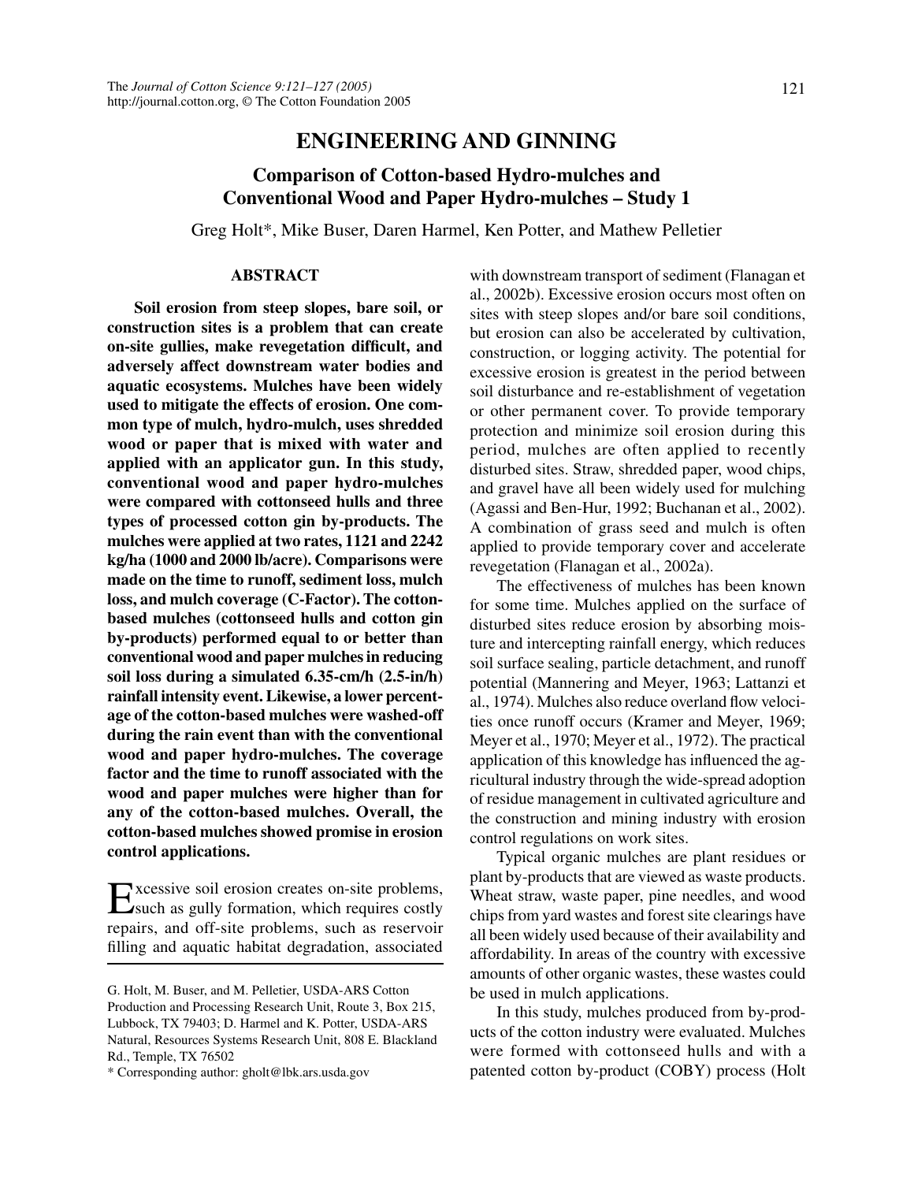# ENGINEERING AND GINNING

## Comparison of Cotton-based Hydro-mulches and Conventional Wood and Paper Hydro-mulches – Study 1

Greg Holt*, Mike Buser, Daren Harmel, Ken Potter, and Mathew Pelletier

### ABSTRACT

**Soil erosion from steep slopes, bare soil, or construction sites is a problem that can create on-site gullies, make revegetation difficult, and adversely affect downstream water bodies and aquatic ecosystems. Mulches have been widely used to mitigate the effects of erosion. One common type of mulch, hydro-mulch, uses shredded wood or paper that is mixed with water and applied with an applicator gun. In this study, conventional wood and paper hydro-mulches were compared with cottonseed hulls and three types of processed cotton gin by-products. The mulches were applied at two rates, 1121 and 2242 kg/ha (1000 and 2000 lb/acre). Comparisons were made on the time to runoff, sediment loss, mulch loss, and mulch coverage (C-Factor). The cotton-based mulches (cottonseed hulls and cotton gin by-products) performed equal to or better than conventional wood and paper mulches in reducing soil loss during a simulated 6.35-cm/h (2.5-in/h) rainfall intensity event. Likewise, a lower percentage of the cotton-based mulches were washed-off during the rain event than with the conventional wood and paper hydro-mulches. The coverage factor and the time to runoff associated with the wood and paper mulches were higher than for any of the cotton-based mulches. Overall, the cotton-based mulches showed promise in erosion control applications.**

Excessive soil erosion creates on-site problems, such as gully formation, which requires costly repairs, and off-site problems, such as reservoir filling and aquatic habitat degradation, associated with downstream transport of sediment (Flanagan et al., 2002b). Excessive erosion occurs most often on sites with steep slopes and/or bare soil conditions, but erosion can also be accelerated by cultivation, construction, or logging activity. The potential for excessive erosion is greatest in the period between soil disturbance and re-establishment of vegetation or other permanent cover. To provide temporary protection and minimize soil erosion during this period, mulches are often applied to recently disturbed sites. Straw, shredded paper, wood chips, and gravel have all been widely used for mulching (Agassi and Ben-Hur, 1992; Buchanan et al., 2002). A combination of grass seed and mulch is often applied to provide temporary cover and accelerate revegetation (Flanagan et al., 2002a).

The effectiveness of mulches has been known for some time. Mulches applied on the surface of disturbed sites reduce erosion by absorbing moisture and intercepting rainfall energy, which reduces soil surface sealing, particle detachment, and runoff potential (Mannering and Meyer, 1963; Lattanzi et al., 1974). Mulches also reduce overland flow velocities once runoff occurs (Kramer and Meyer, 1969; Meyer et al., 1970; Meyer et al., 1972). The practical application of this knowledge has influenced the agricultural industry through the wide-spread adoption of residue management in cultivated agriculture and the construction and mining industry with erosion control regulations on work sites.

Typical organic mulches are plant residues or plant by-products that are viewed as waste products. Wheat straw, waste paper, pine needles, and wood chips from yard wastes and forest site clearings have all been widely used because of their availability and affordability. In areas of the country with excessive amounts of other organic wastes, these wastes could be used in mulch applications.

In this study, mulches produced from by-products of the cotton industry were evaluated. Mulches were formed with cottonseed hulls and with a patented cotton by-product (COBY) process (Holt

---

G. Holt, M. Buser, and M. Pelletier, USDA-ARS Cotton Production and Processing Research Unit, Route 3, Box 215, Lubbock, TX 79403; D. Harmel and K. Potter, USDA-ARS Natural, Resources Systems Research Unit, 808 E. Blackland Rd., Temple, TX 76502

* Corresponding author: gholt@lbk.ars.usda.gov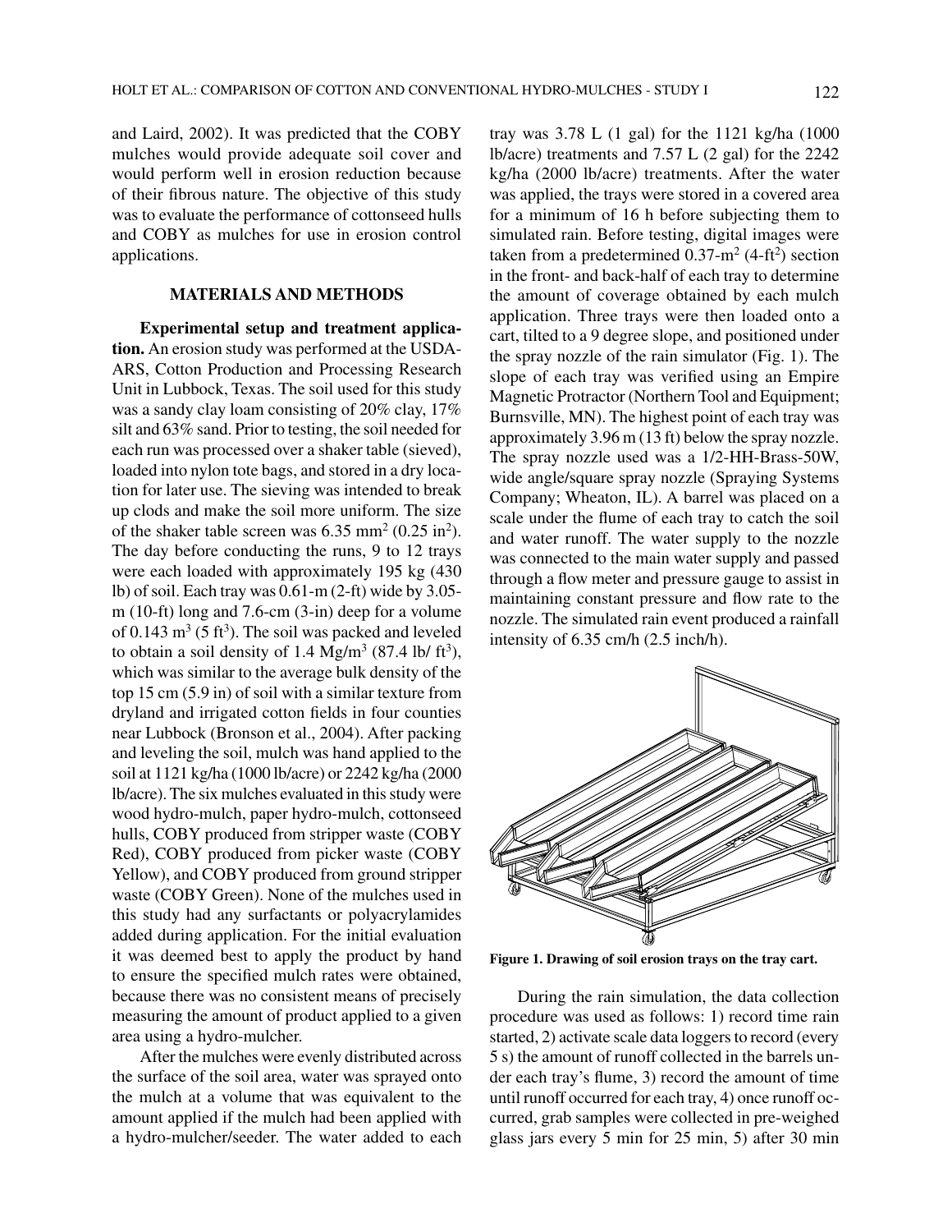and Laird, 2002). It was predicted that the COBY mulches would provide adequate soil cover and would perform well in erosion reduction because of their fibrous nature. The objective of this study was to evaluate the performance of cottonseed hulls and COBY as mulches for use in erosion control applications.

## MATERIALS AND METHODS

**Experimental setup and treatment application.** An erosion study was performed at the USDA-ARS, Cotton Production and Processing Research Unit in Lubbock, Texas. The soil used for this study was a sandy clay loam consisting of 20% clay, 17% silt and 63% sand. Prior to testing, the soil needed for each run was processed over a shaker table (sieved), loaded into nylon tote bags, and stored in a dry location for later use. The sieving was intended to break up clods and make the soil more uniform. The size of the shaker table screen was 6.35 mm$^2$ (0.25 in$^2$). The day before conducting the runs, 9 to 12 trays were each loaded with approximately 195 kg (430 lb) of soil. Each tray was 0.61-m (2-ft) wide by 3.05-m (10-ft) long and 7.6-cm (3-in) deep for a volume of 0.143 m$^3$ (5 ft$^3$). The soil was packed and leveled to obtain a soil density of 1.4 Mg/m$^3$ (87.4 lb/ ft$^3$), which was similar to the average bulk density of the top 15 cm (5.9 in) of soil with a similar texture from dryland and irrigated cotton fields in four counties near Lubbock (Bronson et al., 2004). After packing and leveling the soil, mulch was hand applied to the soil at 1121 kg/ha (1000 lb/acre) or 2242 kg/ha (2000 lb/acre). The six mulches evaluated in this study were wood hydro-mulch, paper hydro-mulch, cottonseed hulls, COBY produced from stripper waste (COBY Red), COBY produced from picker waste (COBY Yellow), and COBY produced from ground stripper waste (COBY Green). None of the mulches used in this study had any surfactants or polyacrylamides added during application. For the initial evaluation it was deemed best to apply the product by hand to ensure the specified mulch rates were obtained, because there was no consistent means of precisely measuring the amount of product applied to a given area using a hydro-mulcher.

After the mulches were evenly distributed across the surface of the soil area, water was sprayed onto the mulch at a volume that was equivalent to the amount applied if the mulch had been applied with a hydro-mulcher/seeder. The water added to each tray was 3.78 L (1 gal) for the 1121 kg/ha (1000 lb/acre) treatments and 7.57 L (2 gal) for the 2242 kg/ha (2000 lb/acre) treatments. After the water was applied, the trays were stored in a covered area for a minimum of 16 h before subjecting them to simulated rain. Before testing, digital images were taken from a predetermined 0.37-m$^2$ (4-ft$^2$) section in the front- and back-half of each tray to determine the amount of coverage obtained by each mulch application. Three trays were then loaded onto a cart, tilted to a 9 degree slope, and positioned under the spray nozzle of the rain simulator (Fig. 1). The slope of each tray was verified using an Empire Magnetic Protractor (Northern Tool and Equipment; Burnsville, MN). The highest point of each tray was approximately 3.96 m (13 ft) below the spray nozzle. The spray nozzle used was a 1/2-HH-Brass-50W, wide angle/square spray nozzle (Spraying Systems Company; Wheaton, IL). A barrel was placed on a scale under the flume of each tray to catch the soil and water runoff. The water supply to the nozzle was connected to the main water supply and passed through a flow meter and pressure gauge to assist in maintaining constant pressure and flow rate to the nozzle. The simulated rain event produced a rainfall intensity of 6.35 cm/h (2.5 inch/h).

**Figure 1. Drawing of soil erosion trays on the tray cart.**

During the rain simulation, the data collection procedure was used as follows: 1) record time rain started, 2) activate scale data loggers to record (every 5 s) the amount of runoff collected in the barrels under each tray's flume, 3) record the amount of time until runoff occurred for each tray, 4) once runoff occurred, grab samples were collected in pre-weighed glass jars every 5 min for 25 min, 5) after 30 min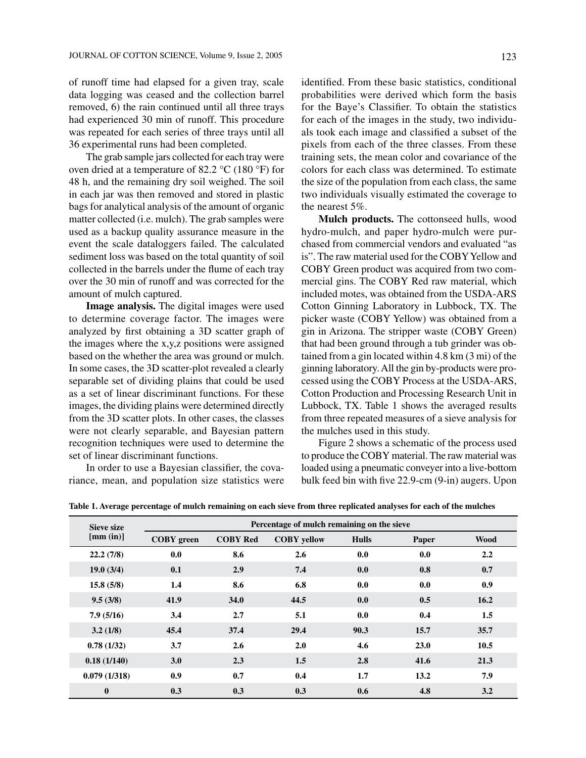of runoff time had elapsed for a given tray, scale data logging was ceased and the collection barrel removed, 6) the rain continued until all three trays had experienced 30 min of runoff. This procedure was repeated for each series of three trays until all 36 experimental runs had been completed.

The grab sample jars collected for each tray were oven dried at a temperature of 82.2 °C (180 °F) for 48 h, and the remaining dry soil weighed. The soil in each jar was then removed and stored in plastic bags for analytical analysis of the amount of organic matter collected (i.e. mulch). The grab samples were used as a backup quality assurance measure in the event the scale dataloggers failed. The calculated sediment loss was based on the total quantity of soil collected in the barrels under the flume of each tray over the 30 min of runoff and was corrected for the amount of mulch captured.

**Image analysis.** The digital images were used to determine coverage factor. The images were analyzed by first obtaining a 3D scatter graph of the images where the x,y,z positions were assigned based on the whether the area was ground or mulch. In some cases, the 3D scatter-plot revealed a clearly separable set of dividing plains that could be used as a set of linear discriminant functions. For these images, the dividing plains were determined directly from the 3D scatter plots. In other cases, the classes were not clearly separable, and Bayesian pattern recognition techniques were used to determine the set of linear discriminant functions.

In order to use a Bayesian classifier, the covariance, mean, and population size statistics were identified. From these basic statistics, conditional probabilities were derived which form the basis for the Baye's Classifier. To obtain the statistics for each of the images in the study, two individuals took each image and classified a subset of the pixels from each of the three classes. From these training sets, the mean color and covariance of the colors for each class was determined. To estimate the size of the population from each class, the same two individuals visually estimated the coverage to the nearest 5%.

**Mulch products.** The cottonseed hulls, wood hydro-mulch, and paper hydro-mulch were purchased from commercial vendors and evaluated "as is". The raw material used for the COBY Yellow and COBY Green product was acquired from two commercial gins. The COBY Red raw material, which included motes, was obtained from the USDA-ARS Cotton Ginning Laboratory in Lubbock, TX. The picker waste (COBY Yellow) was obtained from a gin in Arizona. The stripper waste (COBY Green) that had been ground through a tub grinder was obtained from a gin located within 4.8 km (3 mi) of the ginning laboratory. All the gin by-products were processed using the COBY Process at the USDA-ARS, Cotton Production and Processing Research Unit in Lubbock, TX. Table 1 shows the averaged results from three repeated measures of a sieve analysis for the mulches used in this study.

Figure 2 shows a schematic of the process used to produce the COBY material. The raw material was loaded using a pneumatic conveyer into a live-bottom bulk feed bin with five 22.9-cm (9-in) augers. Upon

**Table 1. Average percentage of mulch remaining on each sieve from three replicated analyses for each of the mulches**

| Sieve size [mm (in)] | Percentage of mulch remaining on the sieve | | | | | |
|---|---|---|---|---|---|---|
| | COBY green | COBY Red | COBY yellow | Hulls | Paper | Wood |
| 22.2 (7/8) | 0.0 | 8.6 | 2.6 | 0.0 | 0.0 | 2.2 |
| 19.0 (3/4) | 0.1 | 2.9 | 7.4 | 0.0 | 0.8 | 0.7 |
| 15.8 (5/8) | 1.4 | 8.6 | 6.8 | 0.0 | 0.0 | 0.9 |
| 9.5 (3/8) | 41.9 | 34.0 | 44.5 | 0.0 | 0.5 | 16.2 |
| 7.9 (5/16) | 3.4 | 2.7 | 5.1 | 0.0 | 0.4 | 1.5 |
| 3.2 (1/8) | 45.4 | 37.4 | 29.4 | 90.3 | 15.7 | 35.7 |
| 0.78 (1/32) | 3.7 | 2.6 | 2.0 | 4.6 | 23.0 | 10.5 |
| 0.18 (1/140) | 3.0 | 2.3 | 1.5 | 2.8 | 41.6 | 21.3 |
| 0.079 (1/318) | 0.9 | 0.7 | 0.4 | 1.7 | 13.2 | 7.9 |
| 0 | 0.3 | 0.3 | 0.3 | 0.6 | 4.8 | 3.2 |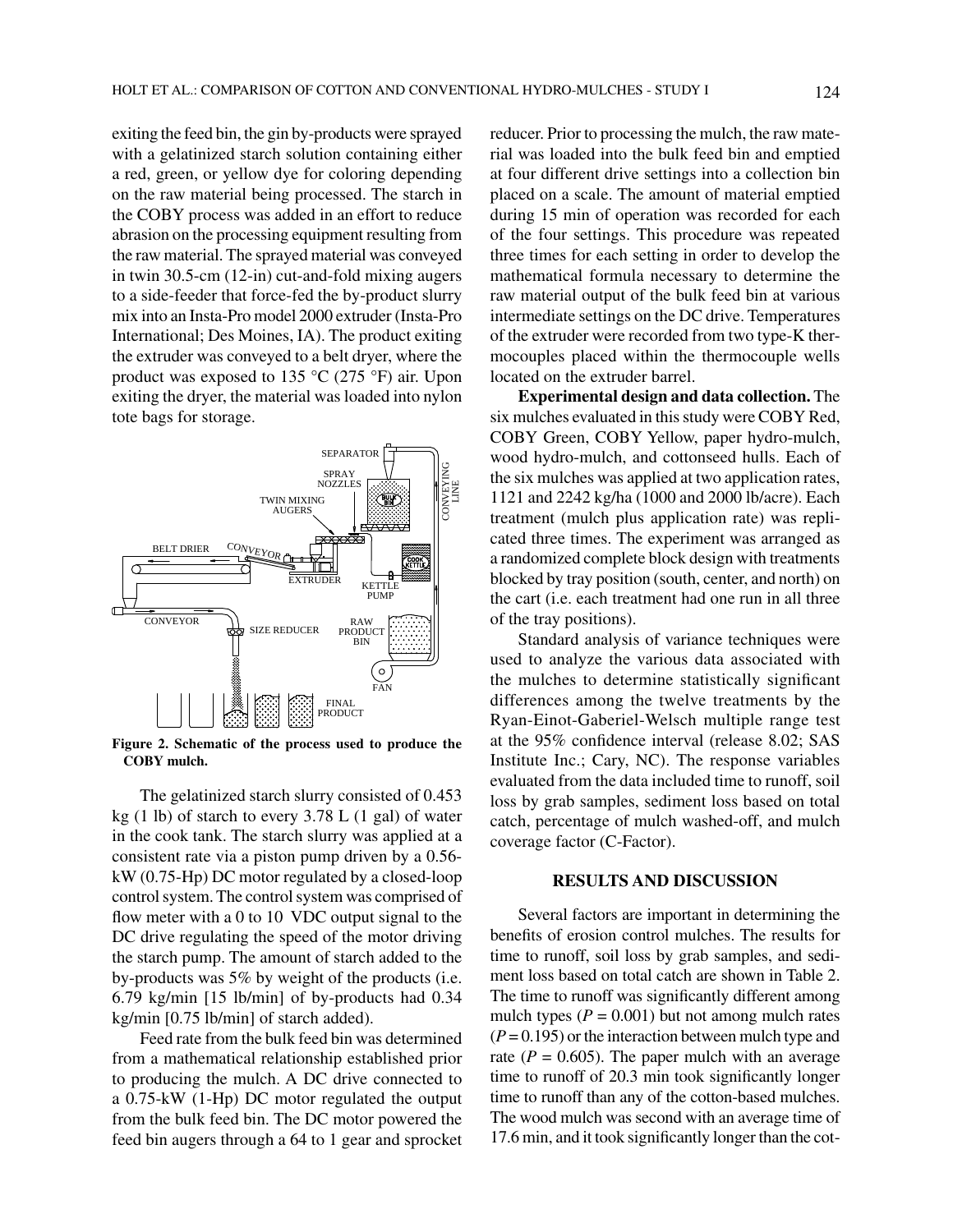exiting the feed bin, the gin by-products were sprayed with a gelatinized starch solution containing either a red, green, or yellow dye for coloring depending on the raw material being processed. The starch in the COBY process was added in an effort to reduce abrasion on the processing equipment resulting from the raw material. The sprayed material was conveyed in twin 30.5-cm (12-in) cut-and-fold mixing augers to a side-feeder that force-fed the by-product slurry mix into an Insta-Pro model 2000 extruder (Insta-Pro International; Des Moines, IA). The product exiting the extruder was conveyed to a belt dryer, where the product was exposed to 135 °C (275 °F) air. Upon exiting the dryer, the material was loaded into nylon tote bags for storage.

**Figure 2. Schematic of the process used to produce the COBY mulch.**

The gelatinized starch slurry consisted of 0.453 kg (1 lb) of starch to every 3.78 L (1 gal) of water in the cook tank. The starch slurry was applied at a consistent rate via a piston pump driven by a 0.56-kW (0.75-Hp) DC motor regulated by a closed-loop control system. The control system was comprised of flow meter with a 0 to 10 VDC output signal to the DC drive regulating the speed of the motor driving the starch pump. The amount of starch added to the by-products was 5% by weight of the products (i.e. 6.79 kg/min [15 lb/min] of by-products had 0.34 kg/min [0.75 lb/min] of starch added).

Feed rate from the bulk feed bin was determined from a mathematical relationship established prior to producing the mulch. A DC drive connected to a 0.75-kW (1-Hp) DC motor regulated the output from the bulk feed bin. The DC motor powered the feed bin augers through a 64 to 1 gear and sprocket reducer. Prior to processing the mulch, the raw material was loaded into the bulk feed bin and emptied at four different drive settings into a collection bin placed on a scale. The amount of material emptied during 15 min of operation was recorded for each of the four settings. This procedure was repeated three times for each setting in order to develop the mathematical formula necessary to determine the raw material output of the bulk feed bin at various intermediate settings on the DC drive. Temperatures of the extruder were recorded from two type-K thermocouples placed within the thermocouple wells located on the extruder barrel.

**Experimental design and data collection.** The six mulches evaluated in this study were COBY Red, COBY Green, COBY Yellow, paper hydro-mulch, wood hydro-mulch, and cottonseed hulls. Each of the six mulches was applied at two application rates, 1121 and 2242 kg/ha (1000 and 2000 lb/acre). Each treatment (mulch plus application rate) was replicated three times. The experiment was arranged as a randomized complete block design with treatments blocked by tray position (south, center, and north) on the cart (i.e. each treatment had one run in all three of the tray positions).

Standard analysis of variance techniques were used to analyze the various data associated with the mulches to determine statistically significant differences among the twelve treatments by the Ryan-Einot-Gabriel-Welsch multiple range test at the 95% confidence interval (release 8.02; SAS Institute Inc.; Cary, NC). The response variables evaluated from the data included time to runoff, soil loss by grab samples, sediment loss based on total catch, percentage of mulch washed-off, and mulch coverage factor (C-Factor).

## RESULTS AND DISCUSSION

Several factors are important in determining the benefits of erosion control mulches. The results for time to runoff, soil loss by grab samples, and sediment loss based on total catch are shown in Table 2. The time to runoff was significantly different among mulch types ($P = 0.001$) but not among mulch rates ($P = 0.195$) or the interaction between mulch type and rate ($P = 0.605$). The paper mulch with an average time to runoff of 20.3 min took significantly longer time to runoff than any of the cotton-based mulches. The wood mulch was second with an average time of 17.6 min, and it took significantly longer than the cot-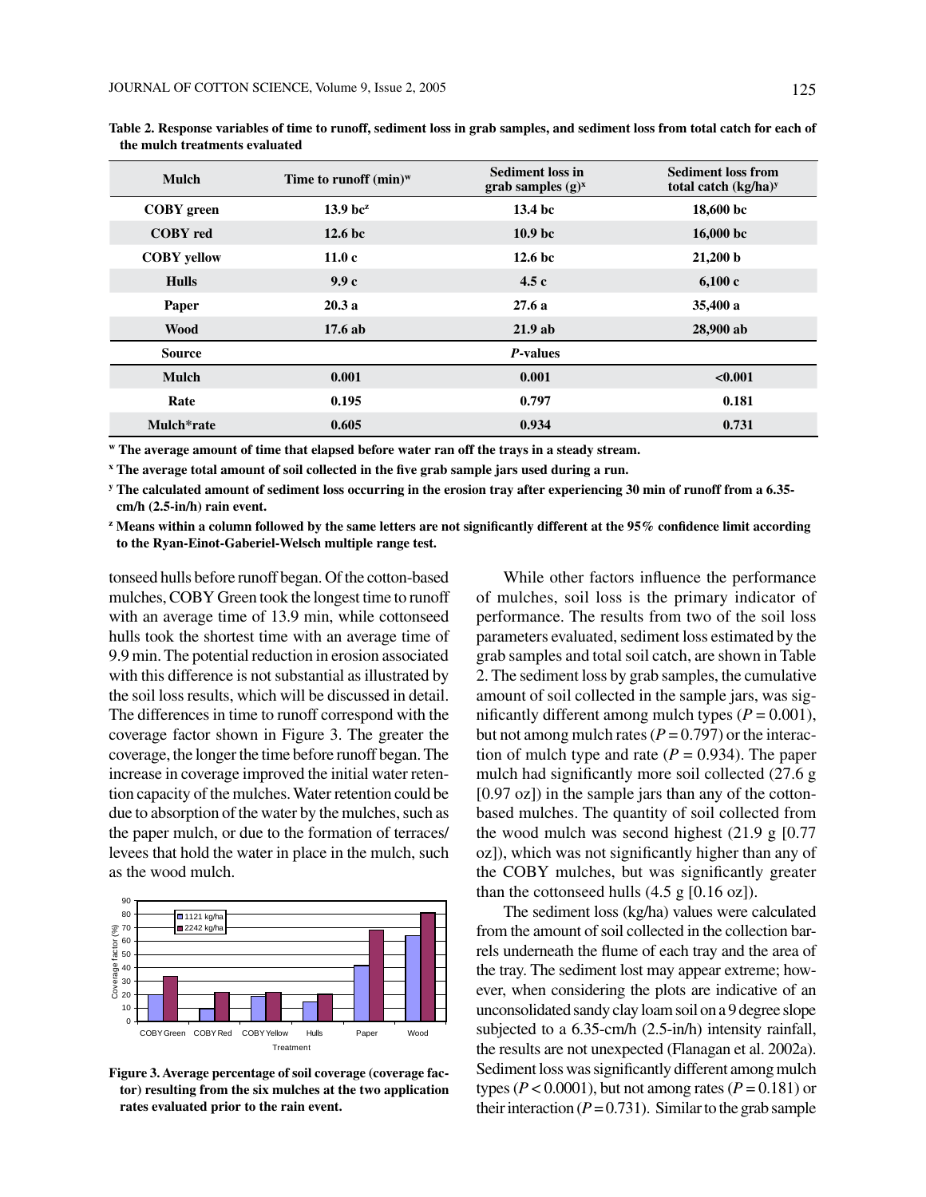**Table 2. Response variables of time to runoff, sediment loss in grab samples, and sediment loss from total catch for each of the mulch treatments evaluated**

| Mulch | Time to runoff (min)[w] | Sediment loss in grab samples (g)[x] | Sediment loss from total catch (kg/ha)[y] |
|---|---|---|---|
| COBY green | 13.9 bc[z] | 13.4 bc | 18,600 bc |
| COBY red | 12.6 bc | 10.9 bc | 16,000 bc |
| COBY yellow | 11.0 c | 12.6 bc | 21,200 b |
| Hulls | 9.9 c | 4.5 c | 6,100 c |
| Paper | 20.3 a | 27.6 a | 35,400 a |
| Wood | 17.6 ab | 21.9 ab | 28,900 ab |
| **Source** | | ***P*-values** | |
| Mulch | 0.001 | 0.001 | <0.001 |
| Rate | 0.195 | 0.797 | 0.181 |
| Mulch*rate | 0.605 | 0.934 | 0.731 |

[w] The average amount of time that elapsed before water ran off the trays in a steady stream.

[x] The average total amount of soil collected in the five grab sample jars used during a run.

[y] The calculated amount of sediment loss occurring in the erosion tray after experiencing 30 min of runoff from a 6.35-cm/h (2.5-in/h) rain event.

[z] Means within a column followed by the same letters are not significantly different at the 95% confidence limit according to the Ryan-Einot-Gaberiel-Welsch multiple range test.

tonseed hulls before runoff began. Of the cotton-based mulches, COBY Green took the longest time to runoff with an average time of 13.9 min, while cottonseed hulls took the shortest time with an average time of 9.9 min. The potential reduction in erosion associated with this difference is not substantial as illustrated by the soil loss results, which will be discussed in detail. The differences in time to runoff correspond with the coverage factor shown in Figure 3. The greater the coverage, the longer the time before runoff began. The increase in coverage improved the initial water retention capacity of the mulches. Water retention could be due to absorption of the water by the mulches, such as the paper mulch, or due to the formation of terraces/levees that hold the water in place in the mulch, such as the wood mulch.

**Figure 3. Average percentage of soil coverage (coverage factor) resulting from the six mulches at the two application rates evaluated prior to the rain event.**

While other factors influence the performance of mulches, soil loss is the primary indicator of performance. The results from two of the soil loss parameters evaluated, sediment loss estimated by the grab samples and total soil catch, are shown in Table 2. The sediment loss by grab samples, the cumulative amount of soil collected in the sample jars, was significantly different among mulch types ($P = 0.001$), but not among mulch rates ($P = 0.797$) or the interaction of mulch type and rate ($P = 0.934$). The paper mulch had significantly more soil collected (27.6 g [0.97 oz]) in the sample jars than any of the cotton-based mulches. The quantity of soil collected from the wood mulch was second highest (21.9 g [0.77 oz]), which was not significantly higher than any of the COBY mulches, but was significantly greater than the cottonseed hulls (4.5 g [0.16 oz]).

The sediment loss (kg/ha) values were calculated from the amount of soil collected in the collection barrels underneath the flume of each tray and the area of the tray. The sediment lost may appear extreme; however, when considering the plots are indicative of an unconsolidated sandy clay loam soil on a 9 degree slope subjected to a 6.35-cm/h (2.5-in/h) intensity rainfall, the results are not unexpected (Flanagan et al. 2002a). Sediment loss was significantly different among mulch types ($P < 0.0001$), but not among rates ($P = 0.181$) or their interaction ($P = 0.731$). Similar to the grab sample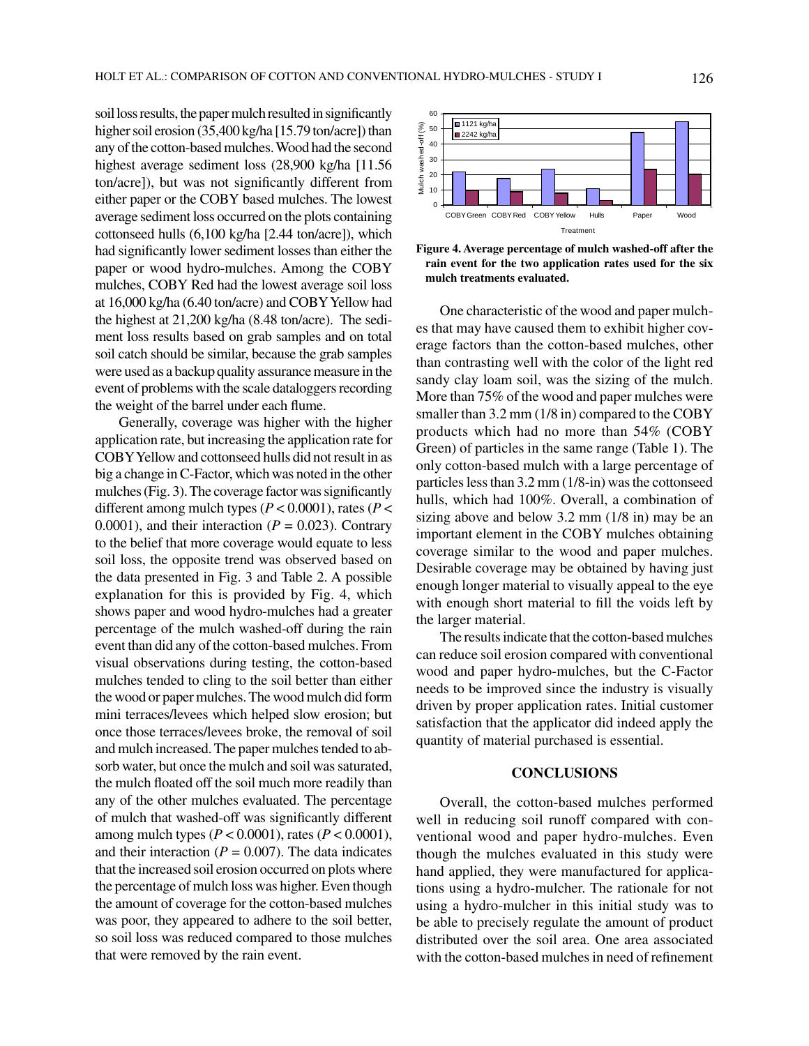soil loss results, the paper mulch resulted in significantly higher soil erosion (35,400 kg/ha [15.79 ton/acre]) than any of the cotton-based mulches. Wood had the second highest average sediment loss (28,900 kg/ha [11.56 ton/acre]), but was not significantly different from either paper or the COBY based mulches. The lowest average sediment loss occurred on the plots containing cottonseed hulls (6,100 kg/ha [2.44 ton/acre]), which had significantly lower sediment losses than either the paper or wood hydro-mulches. Among the COBY mulches, COBY Red had the lowest average soil loss at 16,000 kg/ha (6.40 ton/acre) and COBY Yellow had the highest at 21,200 kg/ha (8.48 ton/acre). The sediment loss results based on grab samples and on total soil catch should be similar, because the grab samples were used as a backup quality assurance measure in the event of problems with the scale dataloggers recording the weight of the barrel under each flume.

Generally, coverage was higher with the higher application rate, but increasing the application rate for COBY Yellow and cottonseed hulls did not result in as big a change in C-Factor, which was noted in the other mulches (Fig. 3). The coverage factor was significantly different among mulch types ($P < 0.0001$), rates ($P < 0.0001$), and their interaction ($P = 0.023$). Contrary to the belief that more coverage would equate to less soil loss, the opposite trend was observed based on the data presented in Fig. 3 and Table 2. A possible explanation for this is provided by Fig. 4, which shows paper and wood hydro-mulches had a greater percentage of the mulch washed-off during the rain event than did any of the cotton-based mulches. From visual observations during testing, the cotton-based mulches tended to cling to the soil better than either the wood or paper mulches. The wood mulch did form mini terraces/levees which helped slow erosion; but once those terraces/levees broke, the removal of soil and mulch increased. The paper mulches tended to absorb water, but once the mulch and soil was saturated, the mulch floated off the soil much more readily than any of the other mulches evaluated. The percentage of mulch that washed-off was significantly different among mulch types ($P < 0.0001$), rates ($P < 0.0001$), and their interaction ($P = 0.007$). The data indicates that the increased soil erosion occurred on plots where the percentage of mulch loss was higher. Even though the amount of coverage for the cotton-based mulches was poor, they appeared to adhere to the soil better, so soil loss was reduced compared to those mulches that were removed by the rain event.

**Figure 4. Average percentage of mulch washed-off after the rain event for the two application rates used for the six mulch treatments evaluated.**

One characteristic of the wood and paper mulches that may have caused them to exhibit higher coverage factors than the cotton-based mulches, other than contrasting well with the color of the light red sandy clay loam soil, was the sizing of the mulch. More than 75% of the wood and paper mulches were smaller than 3.2 mm (1/8 in) compared to the COBY products which had no more than 54% (COBY Green) of particles in the same range (Table 1). The only cotton-based mulch with a large percentage of particles less than 3.2 mm (1/8-in) was the cottonseed hulls, which had 100%. Overall, a combination of sizing above and below 3.2 mm (1/8 in) may be an important element in the COBY mulches obtaining coverage similar to the wood and paper mulches. Desirable coverage may be obtained by having just enough longer material to visually appeal to the eye with enough short material to fill the voids left by the larger material.

The results indicate that the cotton-based mulches can reduce soil erosion compared with conventional wood and paper hydro-mulches, but the C-Factor needs to be improved since the industry is visually driven by proper application rates. Initial customer satisfaction that the applicator did indeed apply the quantity of material purchased is essential.

## CONCLUSIONS

Overall, the cotton-based mulches performed well in reducing soil runoff compared with conventional wood and paper hydro-mulches. Even though the mulches evaluated in this study were hand applied, they were manufactured for applications using a hydro-mulcher. The rationale for not using a hydro-mulcher in this initial study was to be able to precisely regulate the amount of product distributed over the soil area. One area associated with the cotton-based mulches in need of refinement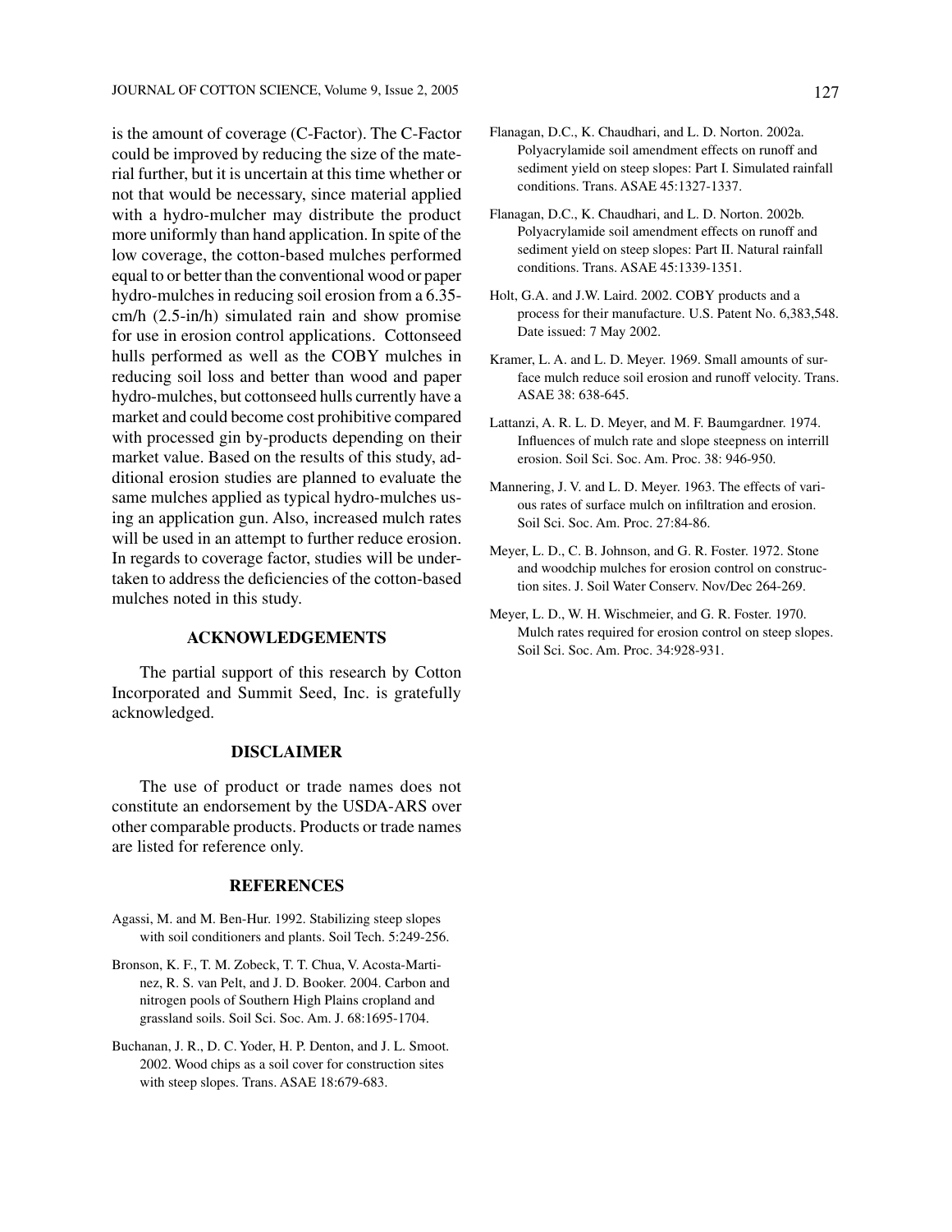is the amount of coverage (C-Factor). The C-Factor could be improved by reducing the size of the material further, but it is uncertain at this time whether or not that would be necessary, since material applied with a hydro-mulcher may distribute the product more uniformly than hand application. In spite of the low coverage, the cotton-based mulches performed equal to or better than the conventional wood or paper hydro-mulches in reducing soil erosion from a 6.35-cm/h (2.5-in/h) simulated rain and show promise for use in erosion control applications. Cottonseed hulls performed as well as the COBY mulches in reducing soil loss and better than wood and paper hydro-mulches, but cottonseed hulls currently have a market and could become cost prohibitive compared with processed gin by-products depending on their market value. Based on the results of this study, additional erosion studies are planned to evaluate the same mulches applied as typical hydro-mulches using an application gun. Also, increased mulch rates will be used in an attempt to further reduce erosion. In regards to coverage factor, studies will be undertaken to address the deficiencies of the cotton-based mulches noted in this study.

## ACKNOWLEDGEMENTS

The partial support of this research by Cotton Incorporated and Summit Seed, Inc. is gratefully acknowledged.

## DISCLAIMER

The use of product or trade names does not constitute an endorsement by the USDA-ARS over other comparable products. Products or trade names are listed for reference only.

## REFERENCES

Agassi, M. and M. Ben-Hur. 1992. Stabilizing steep slopes with soil conditioners and plants. Soil Tech. 5:249-256.

Bronson, K. F., T. M. Zobeck, T. T. Chua, V. Acosta-Martinez, R. S. van Pelt, and J. D. Booker. 2004. Carbon and nitrogen pools of Southern High Plains cropland and grassland soils. Soil Sci. Soc. Am. J. 68:1695-1704.

Buchanan, J. R., D. C. Yoder, H. P. Denton, and J. L. Smoot. 2002. Wood chips as a soil cover for construction sites with steep slopes. Trans. ASAE 18:679-683.

Flanagan, D.C., K. Chaudhari, and L. D. Norton. 2002a. Polyacrylamide soil amendment effects on runoff and sediment yield on steep slopes: Part I. Simulated rainfall conditions. Trans. ASAE 45:1327-1337.

Flanagan, D.C., K. Chaudhari, and L. D. Norton. 2002b. Polyacrylamide soil amendment effects on runoff and sediment yield on steep slopes: Part II. Natural rainfall conditions. Trans. ASAE 45:1339-1351.

Holt, G.A. and J.W. Laird. 2002. COBY products and a process for their manufacture. U.S. Patent No. 6,383,548. Date issued: 7 May 2002.

Kramer, L. A. and L. D. Meyer. 1969. Small amounts of surface mulch reduce soil erosion and runoff velocity. Trans. ASAE 38: 638-645.

Lattanzi, A. R. L. D. Meyer, and M. F. Baumgardner. 1974. Influences of mulch rate and slope steepness on interrill erosion. Soil Sci. Soc. Am. Proc. 38: 946-950.

Mannering, J. V. and L. D. Meyer. 1963. The effects of various rates of surface mulch on infiltration and erosion. Soil Sci. Soc. Am. Proc. 27:84-86.

Meyer, L. D., C. B. Johnson, and G. R. Foster. 1972. Stone and woodchip mulches for erosion control on construction sites. J. Soil Water Conserv. Nov/Dec 264-269.

Meyer, L. D., W. H. Wischmeier, and G. R. Foster. 1970. Mulch rates required for erosion control on steep slopes. Soil Sci. Soc. Am. Proc. 34:928-931.